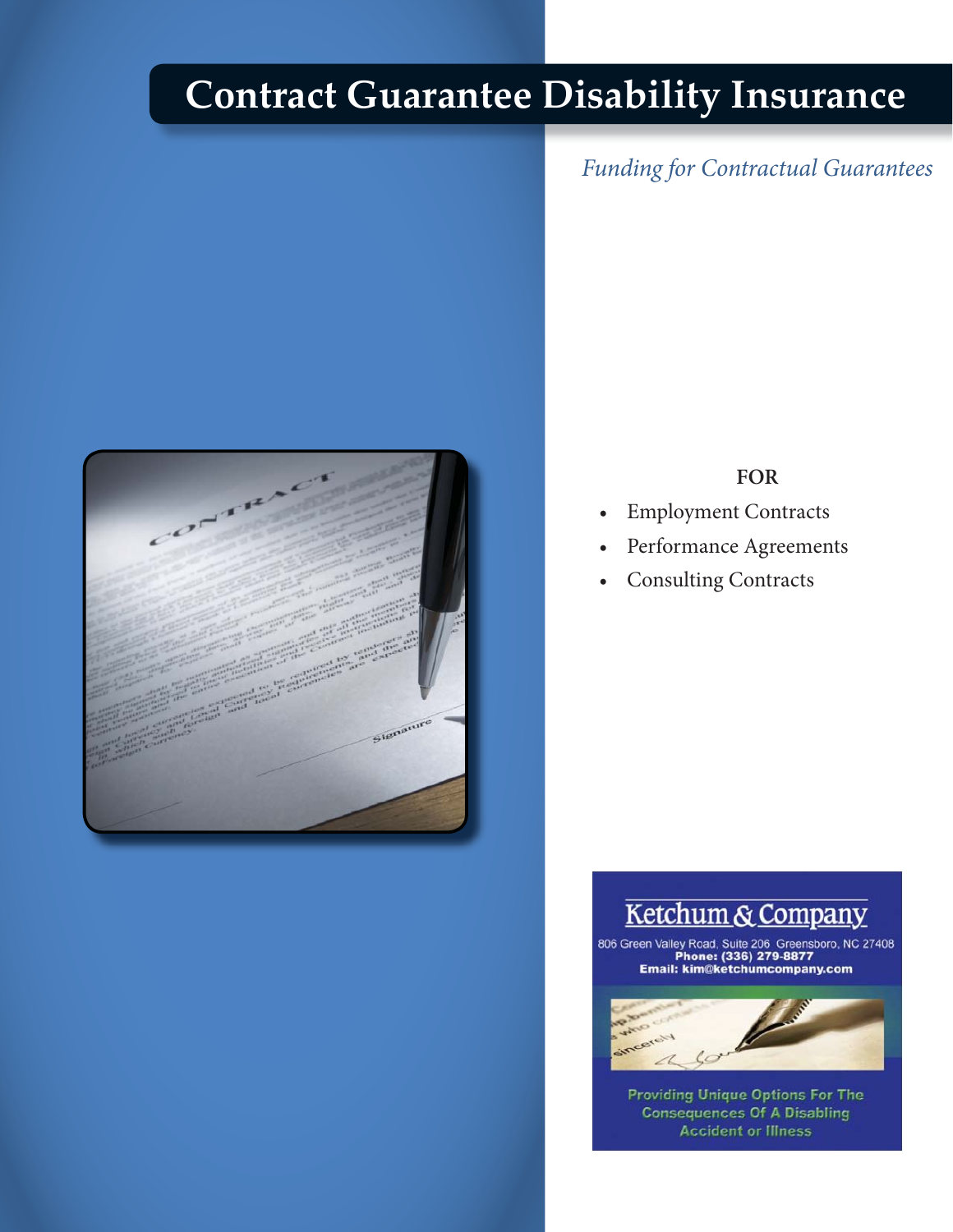# Contract Guarantee Disability Insurance

*Funding for Contractual Guarantees*

**FOR**

- Employment Contracts
- Performance Agreements
- Consulting Contracts

**Ketchum & Company**

806 Green Valley Road, Suite 206 Greensboro, NC 27408
**Phone: (336) 279-8877**
**Email: kim@ketchumcompany.com**

Providing Unique Options For The Consequences Of A Disabling Accident or Illness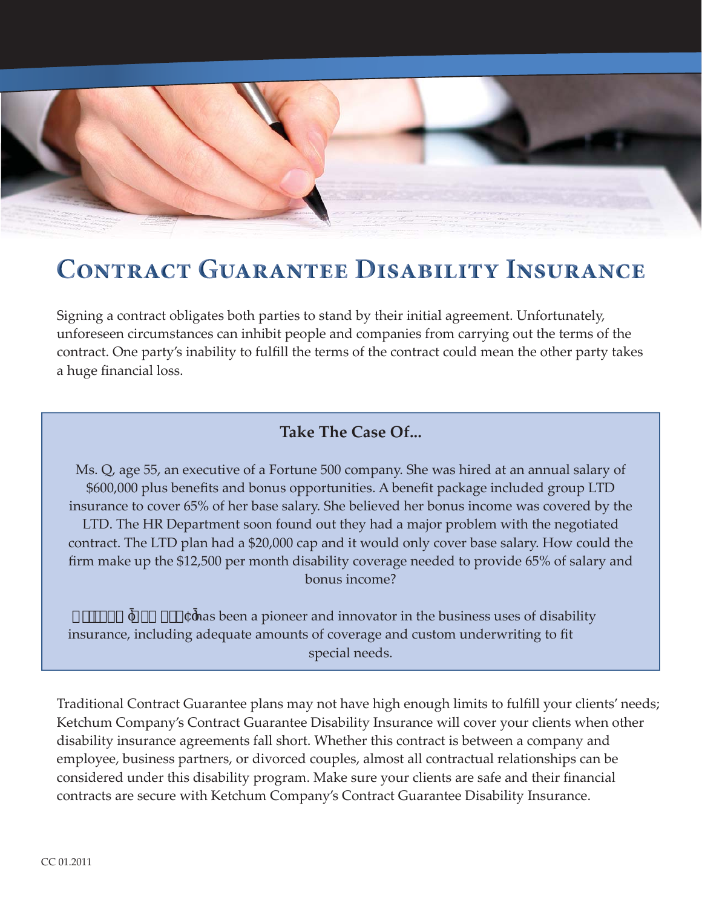# Contract Guarantee Disability Insurance

Signing a contract obligates both parties to stand by their initial agreement. Unfortunately, unforeseen circumstances can inhibit people and companies from carrying out the terms of the contract. One party's inability to fulfill the terms of the contract could mean the other party takes a huge financial loss.

**Take The Case Of...**

Ms. Q, age 55, an executive of a Fortune 500 company. She was hired at an annual salary of $600,000 plus benefits and bonus opportunities. A benefit package included group LTD insurance to cover 65% of her base salary. She believed her bonus income was covered by the LTD. The HR Department soon found out they had a major problem with the negotiated contract. The LTD plan had a $20,000 cap and it would only cover base salary. How could the firm make up the $12,500 per month disability coverage needed to provide 65% of salary and bonus income?

has been a pioneer and innovator in the business uses of disability insurance, including adequate amounts of coverage and custom underwriting to fit special needs.

Traditional Contract Guarantee plans may not have high enough limits to fulfill your clients' needs; Ketchum Company's Contract Guarantee Disability Insurance will cover your clients when other disability insurance agreements fall short. Whether this contract is between a company and employee, business partners, or divorced couples, almost all contractual relationships can be considered under this disability program. Make sure your clients are safe and their financial contracts are secure with Ketchum Company's Contract Guarantee Disability Insurance.

CC 01.2011